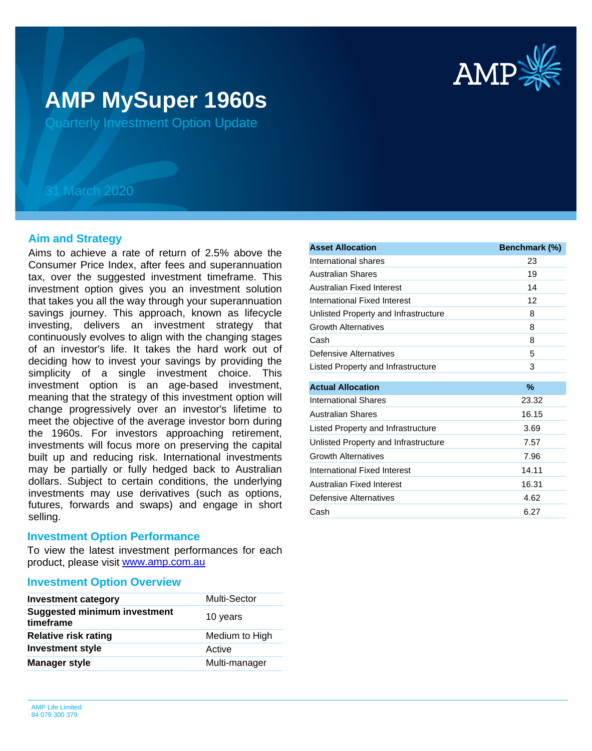# AMP MySuper 1960s

Quarterly Investment Option Update

31 March 2020

## Aim and Strategy

Aims to achieve a rate of return of 2.5% above the Consumer Price Index, after fees and superannuation tax, over the suggested investment timeframe. This investment option gives you an investment solution that takes you all the way through your superannuation savings journey. This approach, known as lifecycle investing, delivers an investment strategy that continuously evolves to align with the changing stages of an investor's life. It takes the hard work out of deciding how to invest your savings by providing the simplicity of a single investment choice. This investment option is an age-based investment, meaning that the strategy of this investment option will change progressively over an investor's lifetime to meet the objective of the average investor born during the 1960s. For investors approaching retirement, investments will focus more on preserving the capital built up and reducing risk. International investments may be partially or fully hedged back to Australian dollars. Subject to certain conditions, the underlying investments may use derivatives (such as options, futures, forwards and swaps) and engage in short selling.

## Investment Option Performance

To view the latest investment performances for each product, please visit www.amp.com.au

## Investment Option Overview

| | |
|---|---|
| **Investment category** | Multi-Sector |
| **Suggested minimum investment timeframe** | 10 years |
| **Relative risk rating** | Medium to High |
| **Investment style** | Active |
| **Manager style** | Multi-manager |

| Asset Allocation | Benchmark (%) |
|---|---|
| International shares | 23 |
| Australian Shares | 19 |
| Australian Fixed Interest | 14 |
| International Fixed Interest | 12 |
| Unlisted Property and Infrastructure | 8 |
| Growth Alternatives | 8 |
| Cash | 8 |
| Defensive Alternatives | 5 |
| Listed Property and Infrastructure | 3 |

| Actual Allocation | % |
|---|---|
| International Shares | 23.32 |
| Australian Shares | 16.15 |
| Listed Property and Infrastructure | 3.69 |
| Unlisted Property and Infrastructure | 7.57 |
| Growth Alternatives | 7.96 |
| International Fixed Interest | 14.11 |
| Australian Fixed Interest | 16.31 |
| Defensive Alternatives | 4.62 |
| Cash | 6.27 |

AMP Life Limited
84 079 300 379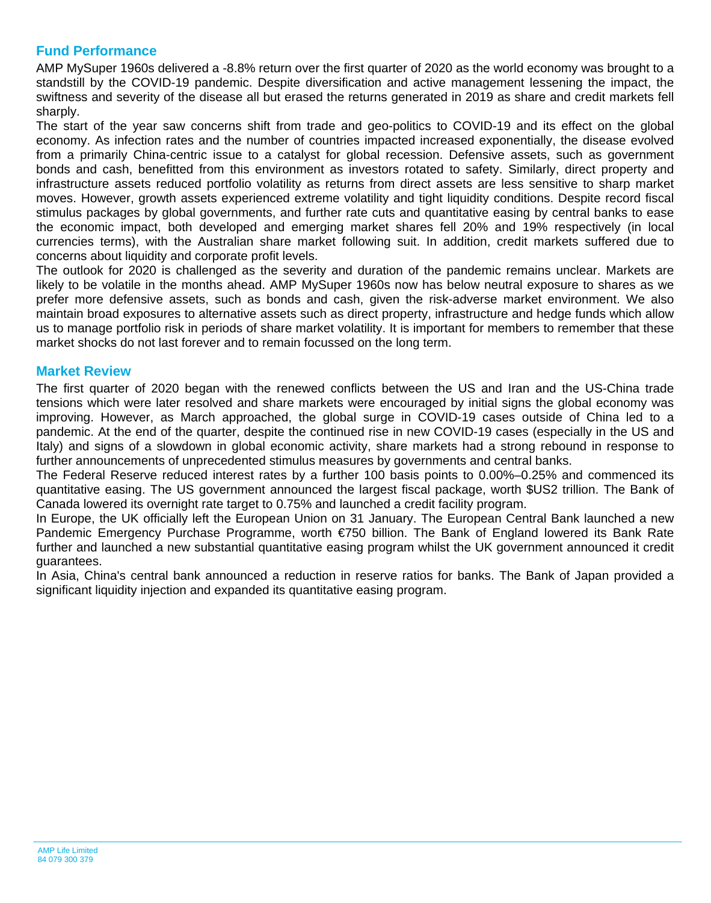## Fund Performance

AMP MySuper 1960s delivered a -8.8% return over the first quarter of 2020 as the world economy was brought to a standstill by the COVID-19 pandemic. Despite diversification and active management lessening the impact, the swiftness and severity of the disease all but erased the returns generated in 2019 as share and credit markets fell sharply.

The start of the year saw concerns shift from trade and geo-politics to COVID-19 and its effect on the global economy. As infection rates and the number of countries impacted increased exponentially, the disease evolved from a primarily China-centric issue to a catalyst for global recession. Defensive assets, such as government bonds and cash, benefitted from this environment as investors rotated to safety. Similarly, direct property and infrastructure assets reduced portfolio volatility as returns from direct assets are less sensitive to sharp market moves. However, growth assets experienced extreme volatility and tight liquidity conditions. Despite record fiscal stimulus packages by global governments, and further rate cuts and quantitative easing by central banks to ease the economic impact, both developed and emerging market shares fell 20% and 19% respectively (in local currencies terms), with the Australian share market following suit. In addition, credit markets suffered due to concerns about liquidity and corporate profit levels.

The outlook for 2020 is challenged as the severity and duration of the pandemic remains unclear. Markets are likely to be volatile in the months ahead. AMP MySuper 1960s now has below neutral exposure to shares as we prefer more defensive assets, such as bonds and cash, given the risk-adverse market environment. We also maintain broad exposures to alternative assets such as direct property, infrastructure and hedge funds which allow us to manage portfolio risk in periods of share market volatility. It is important for members to remember that these market shocks do not last forever and to remain focussed on the long term.

## Market Review

The first quarter of 2020 began with the renewed conflicts between the US and Iran and the US-China trade tensions which were later resolved and share markets were encouraged by initial signs the global economy was improving. However, as March approached, the global surge in COVID-19 cases outside of China led to a pandemic. At the end of the quarter, despite the continued rise in new COVID-19 cases (especially in the US and Italy) and signs of a slowdown in global economic activity, share markets had a strong rebound in response to further announcements of unprecedented stimulus measures by governments and central banks.

The Federal Reserve reduced interest rates by a further 100 basis points to 0.00%–0.25% and commenced its quantitative easing. The US government announced the largest fiscal package, worth $US2 trillion. The Bank of Canada lowered its overnight rate target to 0.75% and launched a credit facility program.

In Europe, the UK officially left the European Union on 31 January. The European Central Bank launched a new Pandemic Emergency Purchase Programme, worth €750 billion. The Bank of England lowered its Bank Rate further and launched a new substantial quantitative easing program whilst the UK government announced it credit guarantees.

In Asia, China's central bank announced a reduction in reserve ratios for banks. The Bank of Japan provided a significant liquidity injection and expanded its quantitative easing program.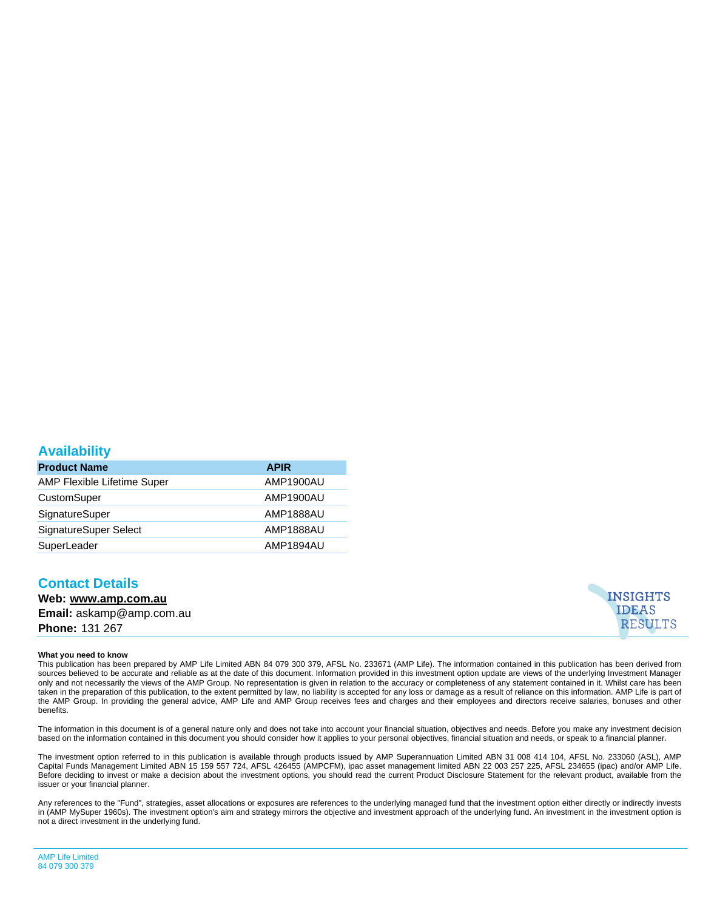## Availability

| Product Name | APIR |
|---|---|
| AMP Flexible Lifetime Super | AMP1900AU |
| CustomSuper | AMP1900AU |
| SignatureSuper | AMP1888AU |
| SignatureSuper Select | AMP1888AU |
| SuperLeader | AMP1894AU |

## Contact Details

**Web:** **www.amp.com.au**
**Email:** askamp@amp.com.au
**Phone:** 131 267

INSIGHTS
IDEAS
RESULTS

**What you need to know**
This publication has been prepared by AMP Life Limited ABN 84 079 300 379, AFSL No. 233671 (AMP Life). The information contained in this publication has been derived from sources believed to be accurate and reliable as at the date of this document. Information provided in this investment option update are views of the underlying Investment Manager only and not necessarily the views of the AMP Group. No representation is given in relation to the accuracy or completeness of any statement contained in it. Whilst care has been taken in the preparation of this publication, to the extent permitted by law, no liability is accepted for any loss or damage as a result of reliance on this information. AMP Life is part of the AMP Group. In providing the general advice, AMP Life and AMP Group receives fees and charges and their employees and directors receive salaries, bonuses and other benefits.

The information in this document is of a general nature only and does not take into account your financial situation, objectives and needs. Before you make any investment decision based on the information contained in this document you should consider how it applies to your personal objectives, financial situation and needs, or speak to a financial planner.

The investment option referred to in this publication is available through products issued by AMP Superannuation Limited ABN 31 008 414 104, AFSL No. 233060 (ASL), AMP Capital Funds Management Limited ABN 15 159 557 724, AFSL 426455 (AMPCFM), ipac asset management limited ABN 22 003 257 225, AFSL 234655 (ipac) and/or AMP Life. Before deciding to invest or make a decision about the investment options, you should read the current Product Disclosure Statement for the relevant product, available from the issuer or your financial planner.

Any references to the "Fund", strategies, asset allocations or exposures are references to the underlying managed fund that the investment option either directly or indirectly invests in (AMP MySuper 1960s). The investment option's aim and strategy mirrors the objective and investment approach of the underlying fund. An investment in the investment option is not a direct investment in the underlying fund.

AMP Life Limited
84 079 300 379